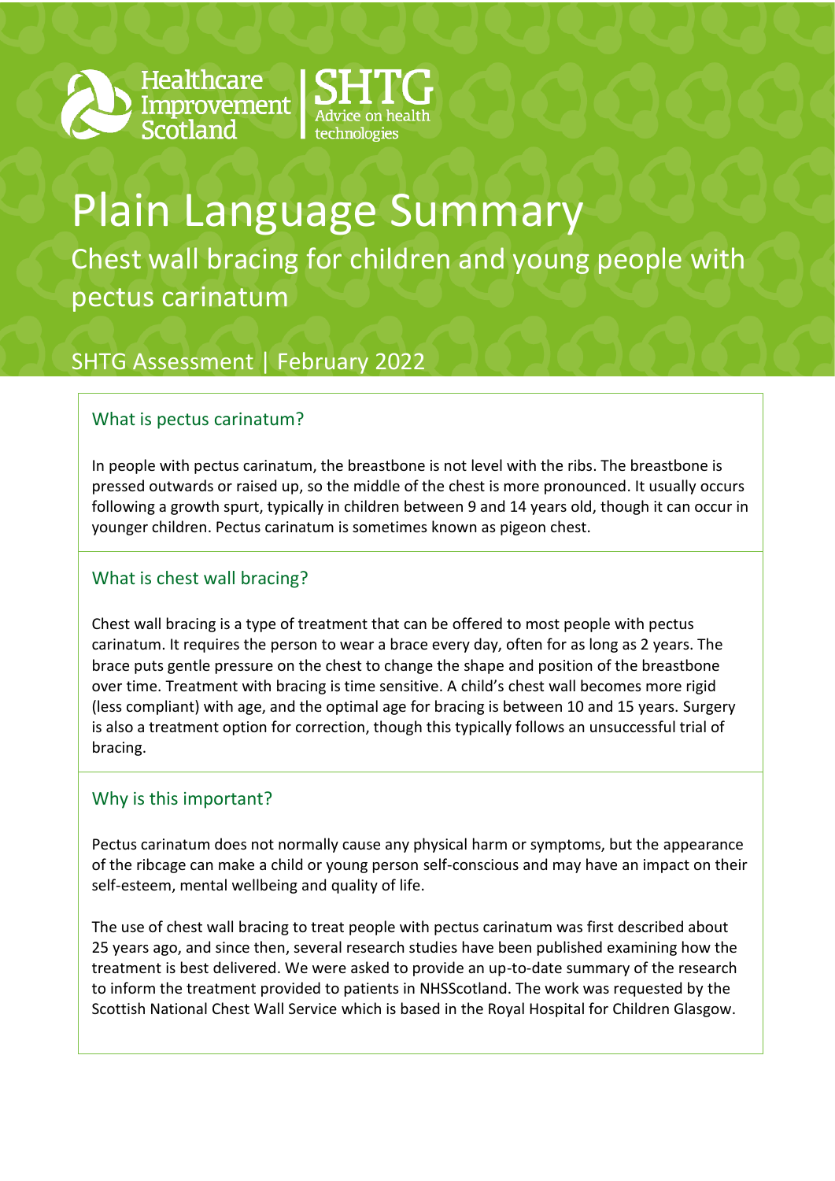Healthcare Improvement Scotland | SHTG Advice on health technologies

# Plain Language Summary

## Chest wall bracing for children and young people with pectus carinatum

SHTG Assessment | February 2022

### What is pectus carinatum?

In people with pectus carinatum, the breastbone is not level with the ribs. The breastbone is pressed outwards or raised up, so the middle of the chest is more pronounced. It usually occurs following a growth spurt, typically in children between 9 and 14 years old, though it can occur in younger children. Pectus carinatum is sometimes known as pigeon chest.

### What is chest wall bracing?

Chest wall bracing is a type of treatment that can be offered to most people with pectus carinatum. It requires the person to wear a brace every day, often for as long as 2 years. The brace puts gentle pressure on the chest to change the shape and position of the breastbone over time. Treatment with bracing is time sensitive. A child's chest wall becomes more rigid (less compliant) with age, and the optimal age for bracing is between 10 and 15 years. Surgery is also a treatment option for correction, though this typically follows an unsuccessful trial of bracing.

### Why is this important?

Pectus carinatum does not normally cause any physical harm or symptoms, but the appearance of the ribcage can make a child or young person self-conscious and may have an impact on their self-esteem, mental wellbeing and quality of life.

The use of chest wall bracing to treat people with pectus carinatum was first described about 25 years ago, and since then, several research studies have been published examining how the treatment is best delivered. We were asked to provide an up-to-date summary of the research to inform the treatment provided to patients in NHSScotland. The work was requested by the Scottish National Chest Wall Service which is based in the Royal Hospital for Children Glasgow.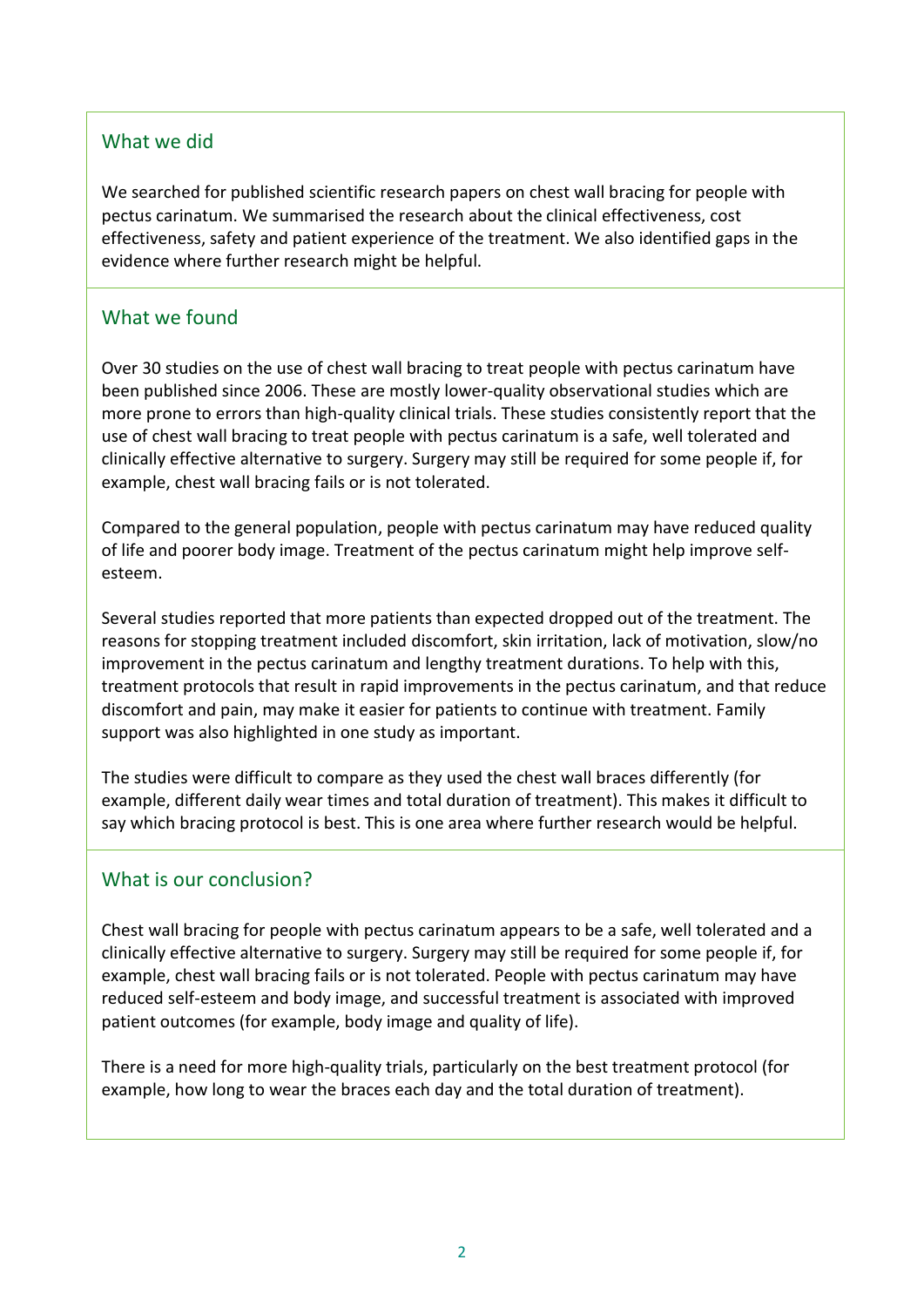## What we did

We searched for published scientific research papers on chest wall bracing for people with pectus carinatum. We summarised the research about the clinical effectiveness, cost effectiveness, safety and patient experience of the treatment. We also identified gaps in the evidence where further research might be helpful.

## What we found

Over 30 studies on the use of chest wall bracing to treat people with pectus carinatum have been published since 2006. These are mostly lower-quality observational studies which are more prone to errors than high-quality clinical trials. These studies consistently report that the use of chest wall bracing to treat people with pectus carinatum is a safe, well tolerated and clinically effective alternative to surgery. Surgery may still be required for some people if, for example, chest wall bracing fails or is not tolerated.

Compared to the general population, people with pectus carinatum may have reduced quality of life and poorer body image. Treatment of the pectus carinatum might help improve self-esteem.

Several studies reported that more patients than expected dropped out of the treatment. The reasons for stopping treatment included discomfort, skin irritation, lack of motivation, slow/no improvement in the pectus carinatum and lengthy treatment durations. To help with this, treatment protocols that result in rapid improvements in the pectus carinatum, and that reduce discomfort and pain, may make it easier for patients to continue with treatment. Family support was also highlighted in one study as important.

The studies were difficult to compare as they used the chest wall braces differently (for example, different daily wear times and total duration of treatment). This makes it difficult to say which bracing protocol is best. This is one area where further research would be helpful.

## What is our conclusion?

Chest wall bracing for people with pectus carinatum appears to be a safe, well tolerated and a clinically effective alternative to surgery. Surgery may still be required for some people if, for example, chest wall bracing fails or is not tolerated. People with pectus carinatum may have reduced self-esteem and body image, and successful treatment is associated with improved patient outcomes (for example, body image and quality of life).

There is a need for more high-quality trials, particularly on the best treatment protocol (for example, how long to wear the braces each day and the total duration of treatment).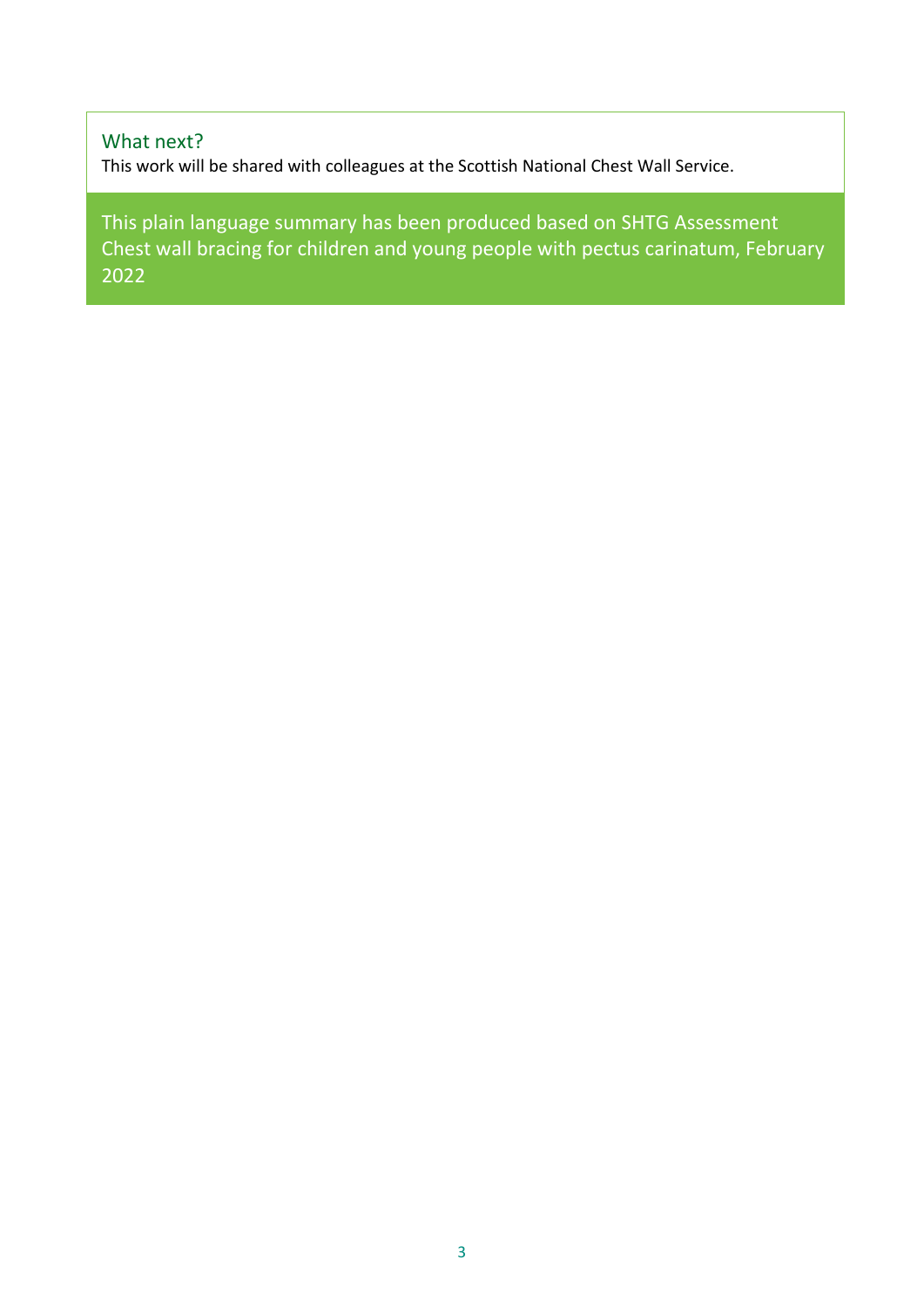## What next?

This work will be shared with colleagues at the Scottish National Chest Wall Service.

This plain language summary has been produced based on SHTG Assessment Chest wall bracing for children and young people with pectus carinatum, February 2022